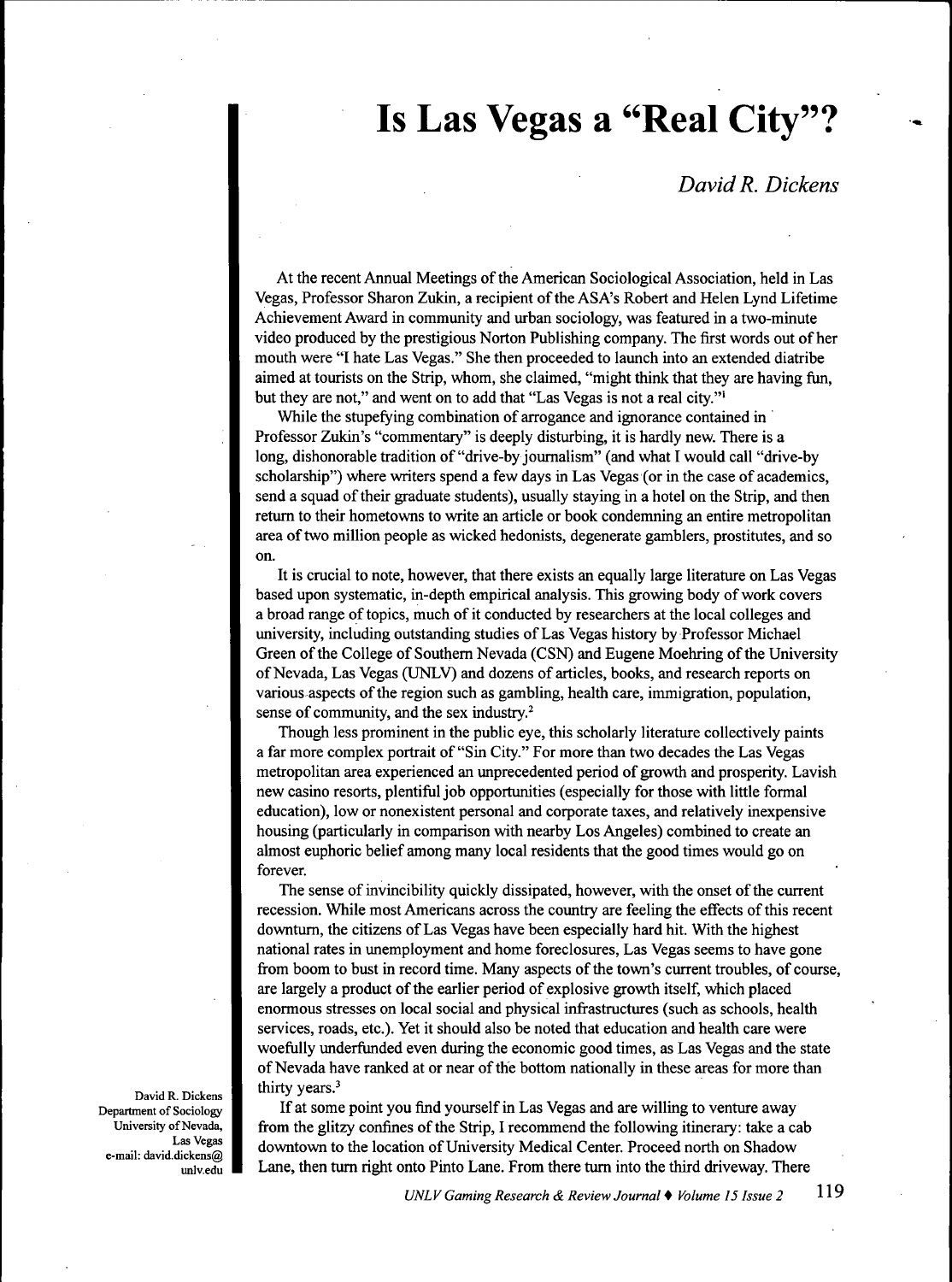# Is Las Vegas a "Real City"?

*David R. Dickens*

At the recent Annual Meetings of the American Sociological Association, held in Las Vegas, Professor Sharon Zukin, a recipient of the ASA's Robert and Helen Lynd Lifetime Achievement Award in community and urban sociology, was featured in a two-minute video produced by the prestigious Norton Publishing company. The first words out of her mouth were "I hate Las Vegas." She then proceeded to launch into an extended diatribe aimed at tourists on the Strip, whom, she claimed, "might think that they are having fun, but they are not," and went on to add that "Las Vegas is not a real city."[1]

While the stupefying combination of arrogance and ignorance contained in Professor Zukin's "commentary" is deeply disturbing, it is hardly new. There is a long, dishonorable tradition of "drive-by journalism" (and what I would call "drive-by scholarship") where writers spend a few days in Las Vegas (or in the case of academics, send a squad of their graduate students), usually staying in a hotel on the Strip, and then return to their hometowns to write an article or book condemning an entire metropolitan area of two million people as wicked hedonists, degenerate gamblers, prostitutes, and so on.

It is crucial to note, however, that there exists an equally large literature on Las Vegas based upon systematic, in-depth empirical analysis. This growing body of work covers a broad range of topics, much of it conducted by researchers at the local colleges and university, including outstanding studies of Las Vegas history by Professor Michael Green of the College of Southern Nevada (CSN) and Eugene Moehring of the University of Nevada, Las Vegas (UNLV) and dozens of articles, books, and research reports on various aspects of the region such as gambling, health care, immigration, population, sense of community, and the sex industry.[2]

Though less prominent in the public eye, this scholarly literature collectively paints a far more complex portrait of "Sin City." For more than two decades the Las Vegas metropolitan area experienced an unprecedented period of growth and prosperity. Lavish new casino resorts, plentiful job opportunities (especially for those with little formal education), low or nonexistent personal and corporate taxes, and relatively inexpensive housing (particularly in comparison with nearby Los Angeles) combined to create an almost euphoric belief among many local residents that the good times would go on forever.

The sense of invincibility quickly dissipated, however, with the onset of the current recession. While most Americans across the country are feeling the effects of this recent downturn, the citizens of Las Vegas have been especially hard hit. With the highest national rates in unemployment and home foreclosures, Las Vegas seems to have gone from boom to bust in record time. Many aspects of the town's current troubles, of course, are largely a product of the earlier period of explosive growth itself, which placed enormous stresses on local social and physical infrastructures (such as schools, health services, roads, etc.). Yet it should also be noted that education and health care were woefully underfunded even during the economic good times, as Las Vegas and the state of Nevada have ranked at or near of the bottom nationally in these areas for more than thirty years.[3]

If at some point you find yourself in Las Vegas and are willing to venture away from the glitzy confines of the Strip, I recommend the following itinerary: take a cab downtown to the location of University Medical Center. Proceed north on Shadow Lane, then turn right onto Pinto Lane. From there turn into the third driveway. There

David R. Dickens
Department of Sociology
University of Nevada, Las Vegas
e-mail: david.dickens@unlv.edu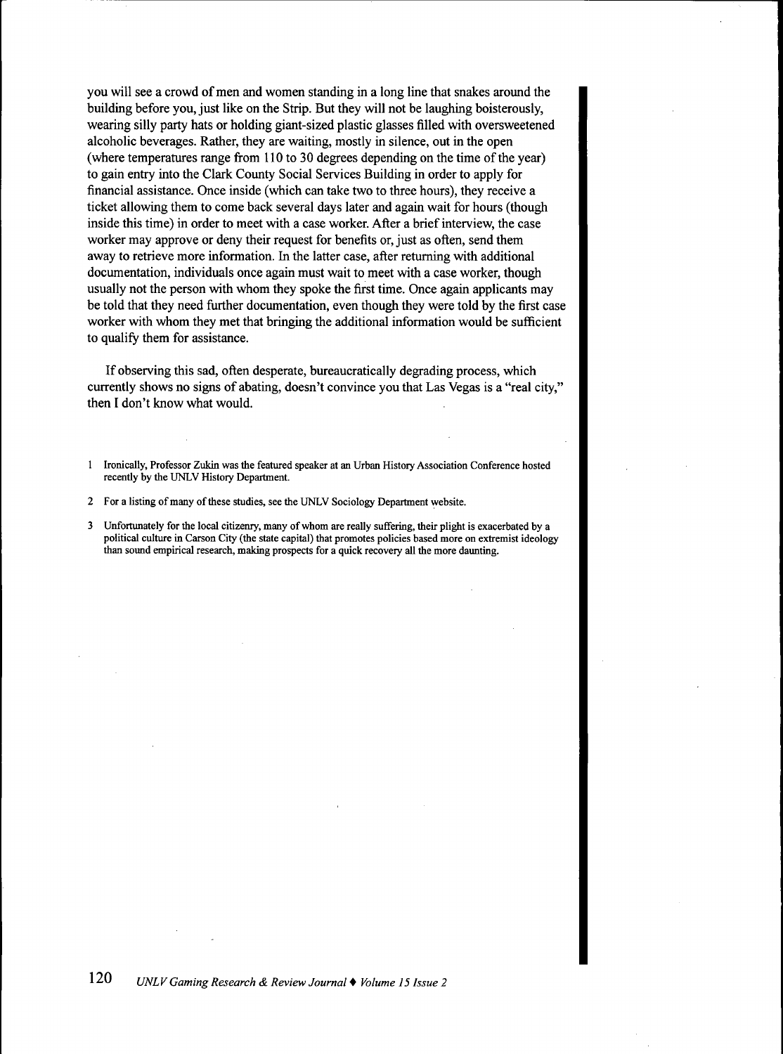you will see a crowd of men and women standing in a long line that snakes around the building before you, just like on the Strip. But they will not be laughing boisterously, wearing silly party hats or holding giant-sized plastic glasses filled with oversweetened alcoholic beverages. Rather, they are waiting, mostly in silence, out in the open (where temperatures range from 110 to 30 degrees depending on the time of the year) to gain entry into the Clark County Social Services Building in order to apply for financial assistance. Once inside (which can take two to three hours), they receive a ticket allowing them to come back several days later and again wait for hours (though inside this time) in order to meet with a case worker. After a brief interview, the case worker may approve or deny their request for benefits or, just as often, send them away to retrieve more information. In the latter case, after returning with additional documentation, individuals once again must wait to meet with a case worker, though usually not the person with whom they spoke the first time. Once again applicants may be told that they need further documentation, even though they were told by the first case worker with whom they met that bringing the additional information would be sufficient to qualify them for assistance.

If observing this sad, often desperate, bureaucratically degrading process, which currently shows no signs of abating, doesn't convince you that Las Vegas is a "real city," then I don't know what would.

1 Ironically, Professor Zukin was the featured speaker at an Urban History Association Conference hosted recently by the UNLV History Department.

2 For a listing of many of these studies, see the UNLV Sociology Department website.

3 Unfortunately for the local citizenry, many of whom are really suffering, their plight is exacerbated by a political culture in Carson City (the state capital) that promotes policies based more on extremist ideology than sound empirical research, making prospects for a quick recovery all the more daunting.